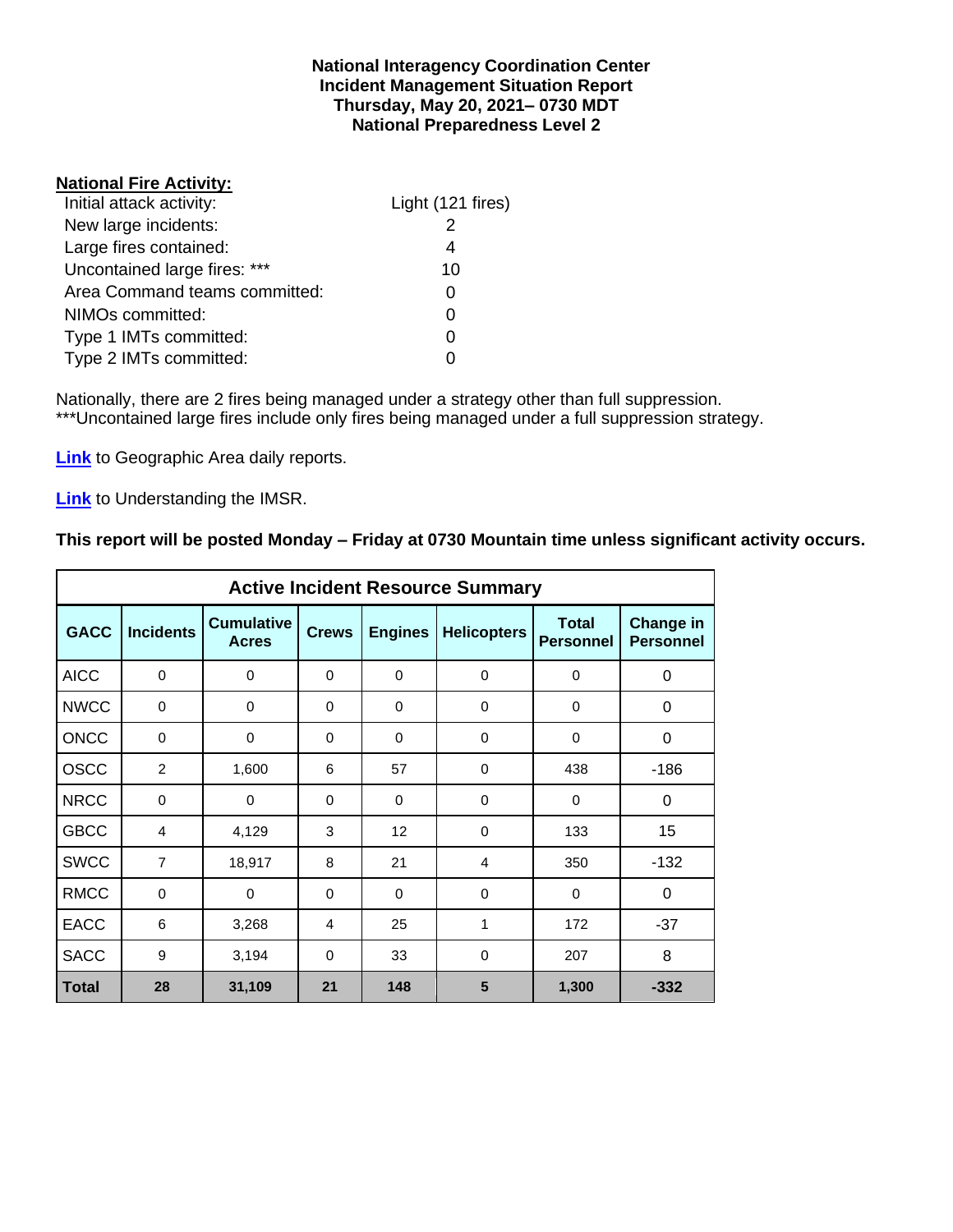**National Interagency Coordination Center**
**Incident Management Situation Report**
**Thursday, May 20, 2021– 0730 MDT**
**National Preparedness Level 2**

**National Fire Activity:**

| | |
|---|---|
| Initial attack activity: | Light (121 fires) |
| New large incidents: | 2 |
| Large fires contained: | 4 |
| Uncontained large fires: *** | 10 |
| Area Command teams committed: | 0 |
| NIMOs committed: | 0 |
| Type 1 IMTs committed: | 0 |
| Type 2 IMTs committed: | 0 |

Nationally, there are 2 fires being managed under a strategy other than full suppression.
***Uncontained large fires include only fires being managed under a full suppression strategy.

**Link** to Geographic Area daily reports.

**Link** to Understanding the IMSR.

**This report will be posted Monday – Friday at 0730 Mountain time unless significant activity occurs.**

| Active Incident Resource Summary | | | | | | | |
|---|---|---|---|---|---|---|---|
| **GACC** | **Incidents** | **Cumulative Acres** | **Crews** | **Engines** | **Helicopters** | **Total Personnel** | **Change in Personnel** |
| AICC | 0 | 0 | 0 | 0 | 0 | 0 | 0 |
| NWCC | 0 | 0 | 0 | 0 | 0 | 0 | 0 |
| ONCC | 0 | 0 | 0 | 0 | 0 | 0 | 0 |
| OSCC | 2 | 1,600 | 6 | 57 | 0 | 438 | -186 |
| NRCC | 0 | 0 | 0 | 0 | 0 | 0 | 0 |
| GBCC | 4 | 4,129 | 3 | 12 | 0 | 133 | 15 |
| SWCC | 7 | 18,917 | 8 | 21 | 4 | 350 | -132 |
| RMCC | 0 | 0 | 0 | 0 | 0 | 0 | 0 |
| EACC | 6 | 3,268 | 4 | 25 | 1 | 172 | -37 |
| SACC | 9 | 3,194 | 0 | 33 | 0 | 207 | 8 |
| **Total** | **28** | **31,109** | **21** | **148** | **5** | **1,300** | **-332** |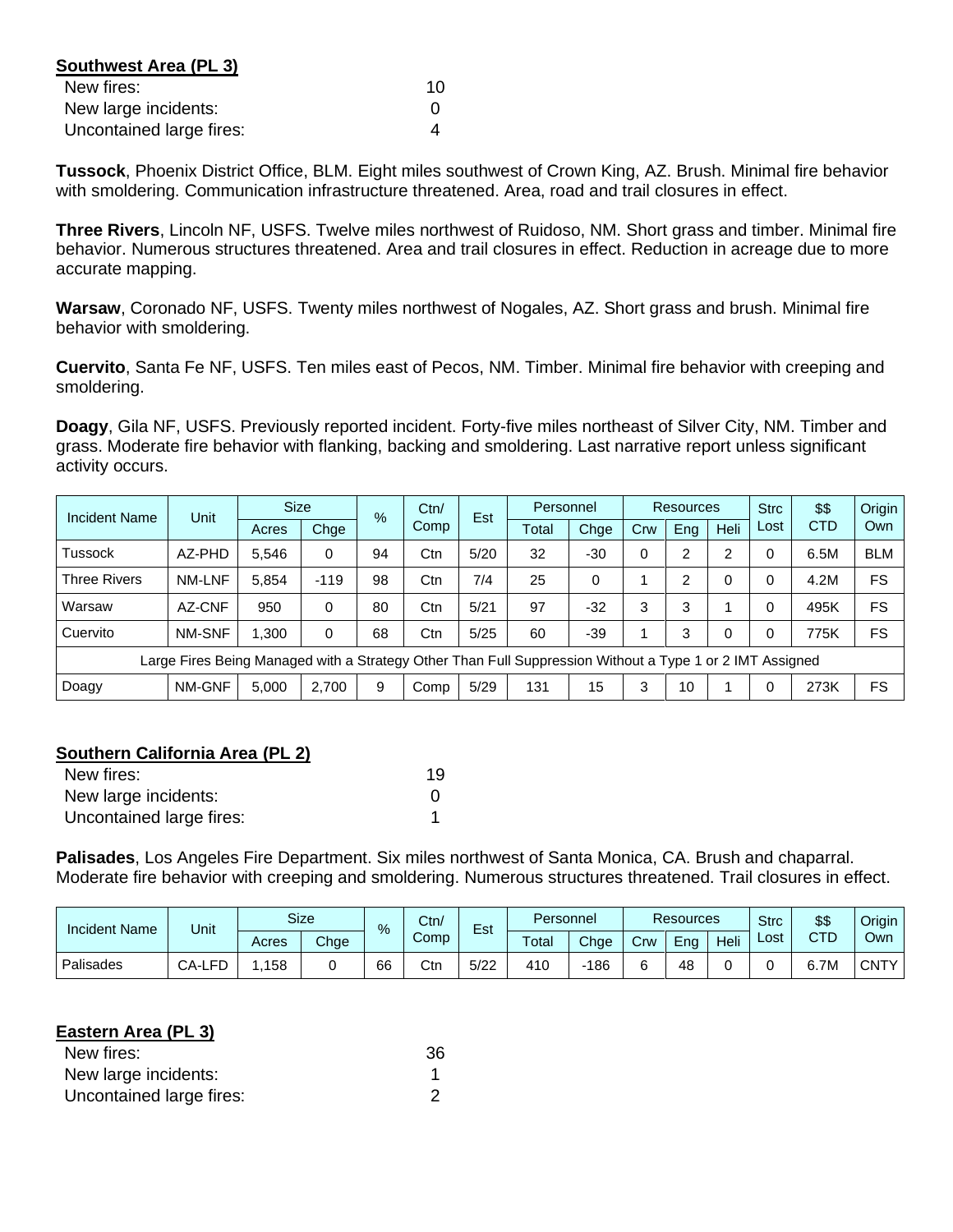**Southwest Area (PL 3)**

| | |
|---|---|
| New fires: | 10 |
| New large incidents: | 0 |
| Uncontained large fires: | 4 |

**Tussock**, Phoenix District Office, BLM. Eight miles southwest of Crown King, AZ. Brush. Minimal fire behavior with smoldering. Communication infrastructure threatened. Area, road and trail closures in effect.

**Three Rivers**, Lincoln NF, USFS. Twelve miles northwest of Ruidoso, NM. Short grass and timber. Minimal fire behavior. Numerous structures threatened. Area and trail closures in effect. Reduction in acreage due to more accurate mapping.

**Warsaw**, Coronado NF, USFS. Twenty miles northwest of Nogales, AZ. Short grass and brush. Minimal fire behavior with smoldering.

**Cuervito**, Santa Fe NF, USFS. Ten miles east of Pecos, NM. Timber. Minimal fire behavior with creeping and smoldering.

**Doagy**, Gila NF, USFS. Previously reported incident. Forty-five miles northeast of Silver City, NM. Timber and grass. Moderate fire behavior with flanking, backing and smoldering. Last narrative report unless significant activity occurs.

| Incident Name | Unit | Size | | % | Ctn/ Comp | Est | Personnel | | Resources | | | Strc Lost | $$ CTD | Origin Own |
|---|---|---|---|---|---|---|---|---|---|---|---|---|---|---|
| | | Acres | Chge | | | | Total | Chge | Crw | Eng | Heli | | | |
| Tussock | AZ-PHD | 5,546 | 0 | 94 | Ctn | 5/20 | 32 | -30 | 0 | 2 | 2 | 0 | 6.5M | BLM |
| Three Rivers | NM-LNF | 5,854 | -119 | 98 | Ctn | 7/4 | 25 | 0 | 1 | 2 | 0 | 0 | 4.2M | FS |
| Warsaw | AZ-CNF | 950 | 0 | 80 | Ctn | 5/21 | 97 | -32 | 3 | 3 | 1 | 0 | 495K | FS |
| Cuervito | NM-SNF | 1,300 | 0 | 68 | Ctn | 5/25 | 60 | -39 | 1 | 3 | 0 | 0 | 775K | FS |
| Large Fires Being Managed with a Strategy Other Than Full Suppression Without a Type 1 or 2 IMT Assigned | | | | | | | | | | | | | | |
| Doagy | NM-GNF | 5,000 | 2,700 | 9 | Comp | 5/29 | 131 | 15 | 3 | 10 | 1 | 0 | 273K | FS |

**Southern California Area (PL 2)**

| | |
|---|---|
| New fires: | 19 |
| New large incidents: | 0 |
| Uncontained large fires: | 1 |

**Palisades**, Los Angeles Fire Department. Six miles northwest of Santa Monica, CA. Brush and chaparral. Moderate fire behavior with creeping and smoldering. Numerous structures threatened. Trail closures in effect.

| Incident Name | Unit | Size | | % | Ctn/ Comp | Est | Personnel | | Resources | | | Strc Lost | $$ CTD | Origin Own |
|---|---|---|---|---|---|---|---|---|---|---|---|---|---|---|
| | | Acres | Chge | | | | Total | Chge | Crw | Eng | Heli | | | |
| Palisades | CA-LFD | 1,158 | 0 | 66 | Ctn | 5/22 | 410 | -186 | 6 | 48 | 0 | 0 | 6.7M | CNTY |

**Eastern Area (PL 3)**

| | |
|---|---|
| New fires: | 36 |
| New large incidents: | 1 |
| Uncontained large fires: | 2 |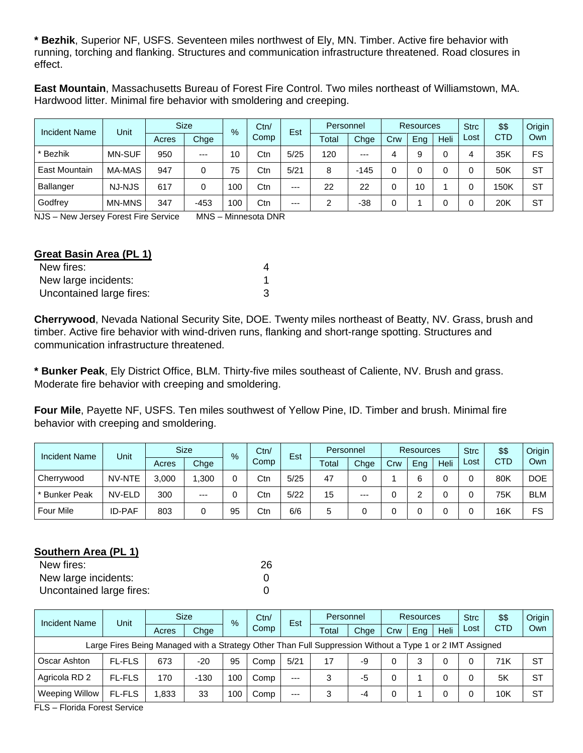**\* Bezhik**, Superior NF, USFS. Seventeen miles northwest of Ely, MN. Timber. Active fire behavior with running, torching and flanking. Structures and communication infrastructure threatened. Road closures in effect.

**East Mountain**, Massachusetts Bureau of Forest Fire Control. Two miles northeast of Williamstown, MA. Hardwood litter. Minimal fire behavior with smoldering and creeping.

| Incident Name | Unit | Size | | % | Ctn/ Comp | Est | Personnel | | Resources | | | Strc Lost | $$ CTD | Origin Own |
|---|---|---|---|---|---|---|---|---|---|---|---|---|---|---|
| | | Acres | Chge | | | | Total | Chge | Crw | Eng | Heli | | | |
| * Bezhik | MN-SUF | 950 | --- | 10 | Ctn | 5/25 | 120 | --- | 4 | 9 | 0 | 4 | 35K | FS |
| East Mountain | MA-MAS | 947 | 0 | 75 | Ctn | 5/21 | 8 | -145 | 0 | 0 | 0 | 0 | 50K | ST |
| Ballanger | NJ-NJS | 617 | 0 | 100 | Ctn | --- | 22 | 22 | 0 | 10 | 1 | 0 | 150K | ST |
| Godfrey | MN-MNS | 347 | -453 | 100 | Ctn | --- | 2 | -38 | 0 | 1 | 0 | 0 | 20K | ST |

NJS – New Jersey Forest Fire Service MNS – Minnesota DNR

**Great Basin Area (PL 1)**

| | |
|---|---|
| New fires: | 4 |
| New large incidents: | 1 |
| Uncontained large fires: | 3 |

**Cherrywood**, Nevada National Security Site, DOE. Twenty miles northeast of Beatty, NV. Grass, brush and timber. Active fire behavior with wind-driven runs, flanking and short-range spotting. Structures and communication infrastructure threatened.

**\* Bunker Peak**, Ely District Office, BLM. Thirty-five miles southeast of Caliente, NV. Brush and grass. Moderate fire behavior with creeping and smoldering.

**Four Mile**, Payette NF, USFS. Ten miles southwest of Yellow Pine, ID. Timber and brush. Minimal fire behavior with creeping and smoldering.

| Incident Name | Unit | Size | | % | Ctn/ Comp | Est | Personnel | | Resources | | | Strc Lost | $$ CTD | Origin Own |
|---|---|---|---|---|---|---|---|---|---|---|---|---|---|---|
| | | Acres | Chge | | | | Total | Chge | Crw | Eng | Heli | | | |
| Cherrywood | NV-NTE | 3,000 | 1,300 | 0 | Ctn | 5/25 | 47 | 0 | 1 | 6 | 0 | 0 | 80K | DOE |
| * Bunker Peak | NV-ELD | 300 | --- | 0 | Ctn | 5/22 | 15 | --- | 0 | 2 | 0 | 0 | 75K | BLM |
| Four Mile | ID-PAF | 803 | 0 | 95 | Ctn | 6/6 | 5 | 0 | 0 | 0 | 0 | 0 | 16K | FS |

**Southern Area (PL 1)**

| | |
|---|---|
| New fires: | 26 |
| New large incidents: | 0 |
| Uncontained large fires: | 0 |

| Incident Name | Unit | Size | | % | Ctn/ Comp | Est | Personnel | | Resources | | | Strc Lost | $$ CTD | Origin Own |
|---|---|---|---|---|---|---|---|---|---|---|---|---|---|---|
| | | Acres | Chge | | | | Total | Chge | Crw | Eng | Heli | | | |
| Large Fires Being Managed with a Strategy Other Than Full Suppression Without a Type 1 or 2 IMT Assigned | | | | | | | | | | | | | | |
| Oscar Ashton | FL-FLS | 673 | -20 | 95 | Comp | 5/21 | 17 | -9 | 0 | 3 | 0 | 0 | 71K | ST |
| Agricola RD 2 | FL-FLS | 170 | -130 | 100 | Comp | --- | 3 | -5 | 0 | 1 | 0 | 0 | 5K | ST |
| Weeping Willow | FL-FLS | 1,833 | 33 | 100 | Comp | --- | 3 | -4 | 0 | 1 | 0 | 0 | 10K | ST |

FLS – Florida Forest Service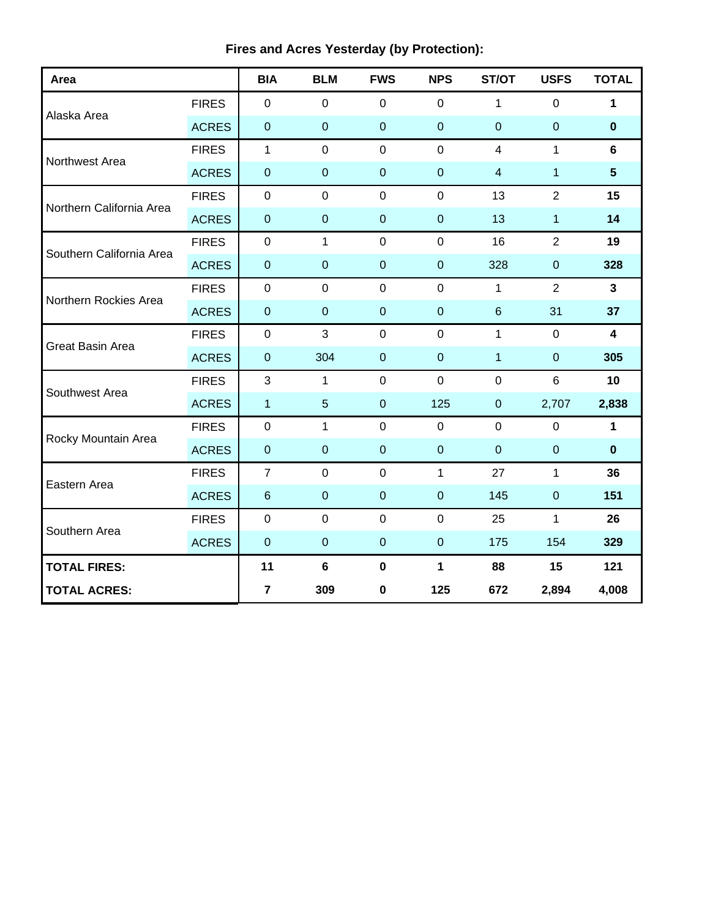**Fires and Acres Yesterday (by Protection):**

| Area | | BIA | BLM | FWS | NPS | ST/OT | USFS | TOTAL |
|---|---|---|---|---|---|---|---|---|
| Alaska Area | FIRES | 0 | 0 | 0 | 0 | 1 | 0 | **1** |
| | ACRES | 0 | 0 | 0 | 0 | 0 | 0 | **0** |
| Northwest Area | FIRES | 1 | 0 | 0 | 0 | 4 | 1 | **6** |
| | ACRES | 0 | 0 | 0 | 0 | 4 | 1 | **5** |
| Northern California Area | FIRES | 0 | 0 | 0 | 0 | 13 | 2 | **15** |
| | ACRES | 0 | 0 | 0 | 0 | 13 | 1 | **14** |
| Southern California Area | FIRES | 0 | 1 | 0 | 0 | 16 | 2 | **19** |
| | ACRES | 0 | 0 | 0 | 0 | 328 | 0 | **328** |
| Northern Rockies Area | FIRES | 0 | 0 | 0 | 0 | 1 | 2 | **3** |
| | ACRES | 0 | 0 | 0 | 0 | 6 | 31 | **37** |
| Great Basin Area | FIRES | 0 | 3 | 0 | 0 | 1 | 0 | **4** |
| | ACRES | 0 | 304 | 0 | 0 | 1 | 0 | **305** |
| Southwest Area | FIRES | 3 | 1 | 0 | 0 | 0 | 6 | **10** |
| | ACRES | 1 | 5 | 0 | 125 | 0 | 2,707 | **2,838** |
| Rocky Mountain Area | FIRES | 0 | 1 | 0 | 0 | 0 | 0 | **1** |
| | ACRES | 0 | 0 | 0 | 0 | 0 | 0 | **0** |
| Eastern Area | FIRES | 7 | 0 | 0 | 1 | 27 | 1 | **36** |
| | ACRES | 6 | 0 | 0 | 0 | 145 | 0 | **151** |
| Southern Area | FIRES | 0 | 0 | 0 | 0 | 25 | 1 | **26** |
| | ACRES | 0 | 0 | 0 | 0 | 175 | 154 | **329** |
| **TOTAL FIRES:** | | **11** | **6** | **0** | **1** | **88** | **15** | **121** |
| **TOTAL ACRES:** | | **7** | **309** | **0** | **125** | **672** | **2,894** | **4,008** |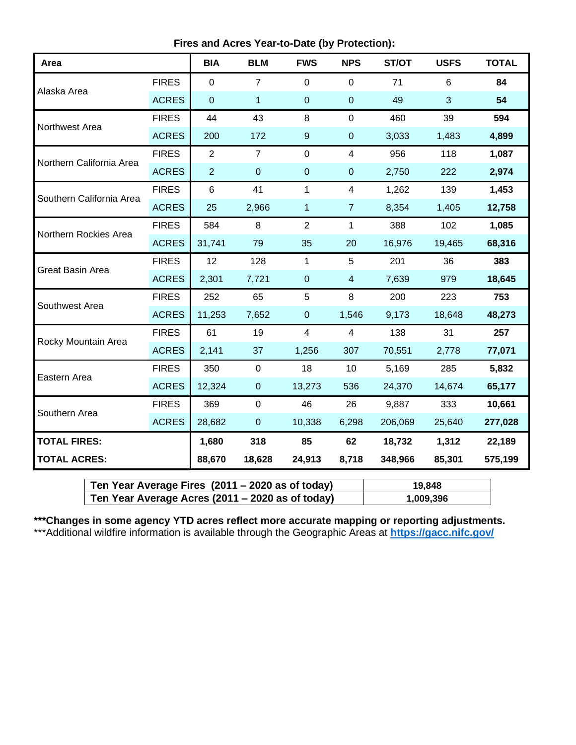**Fires and Acres Year-to-Date (by Protection):**

| Area | | BIA | BLM | FWS | NPS | ST/OT | USFS | TOTAL |
|---|---|---|---|---|---|---|---|---|
| Alaska Area | FIRES | 0 | 7 | 0 | 0 | 71 | 6 | **84** |
| | ACRES | 0 | 1 | 0 | 0 | 49 | 3 | **54** |
| Northwest Area | FIRES | 44 | 43 | 8 | 0 | 460 | 39 | **594** |
| | ACRES | 200 | 172 | 9 | 0 | 3,033 | 1,483 | **4,899** |
| Northern California Area | FIRES | 2 | 7 | 0 | 4 | 956 | 118 | **1,087** |
| | ACRES | 2 | 0 | 0 | 0 | 2,750 | 222 | **2,974** |
| Southern California Area | FIRES | 6 | 41 | 1 | 4 | 1,262 | 139 | **1,453** |
| | ACRES | 25 | 2,966 | 1 | 7 | 8,354 | 1,405 | **12,758** |
| Northern Rockies Area | FIRES | 584 | 8 | 2 | 1 | 388 | 102 | **1,085** |
| | ACRES | 31,741 | 79 | 35 | 20 | 16,976 | 19,465 | **68,316** |
| Great Basin Area | FIRES | 12 | 128 | 1 | 5 | 201 | 36 | **383** |
| | ACRES | 2,301 | 7,721 | 0 | 4 | 7,639 | 979 | **18,645** |
| Southwest Area | FIRES | 252 | 65 | 5 | 8 | 200 | 223 | **753** |
| | ACRES | 11,253 | 7,652 | 0 | 1,546 | 9,173 | 18,648 | **48,273** |
| Rocky Mountain Area | FIRES | 61 | 19 | 4 | 4 | 138 | 31 | **257** |
| | ACRES | 2,141 | 37 | 1,256 | 307 | 70,551 | 2,778 | **77,071** |
| Eastern Area | FIRES | 350 | 0 | 18 | 10 | 5,169 | 285 | **5,832** |
| | ACRES | 12,324 | 0 | 13,273 | 536 | 24,370 | 14,674 | **65,177** |
| Southern Area | FIRES | 369 | 0 | 46 | 26 | 9,887 | 333 | **10,661** |
| | ACRES | 28,682 | 0 | 10,338 | 6,298 | 206,069 | 25,640 | **277,028** |
| **TOTAL FIRES:** | | **1,680** | **318** | **85** | **62** | **18,732** | **1,312** | **22,189** |
| **TOTAL ACRES:** | | **88,670** | **18,628** | **24,913** | **8,718** | **348,966** | **85,301** | **575,199** |

| Ten Year Average Fires (2011 – 2020 as of today) | 19,848 |
|---|---|
| **Ten Year Average Acres (2011 – 2020 as of today)** | **1,009,396** |

**\*\*\*Changes in some agency YTD acres reflect more accurate mapping or reporting adjustments.**

***Additional wildfire information is available through the Geographic Areas at **https://gacc.nifc.gov/**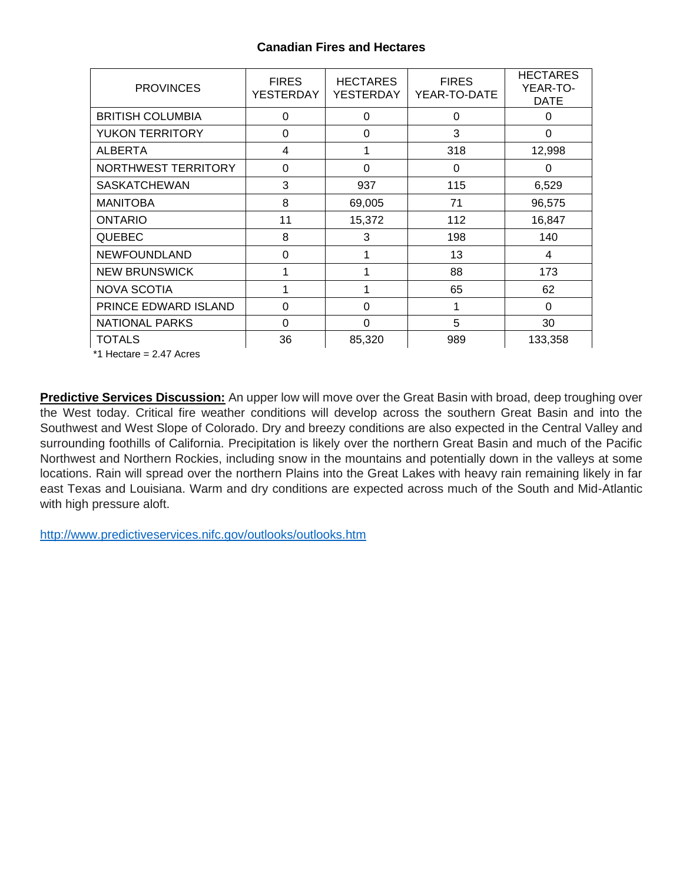**Canadian Fires and Hectares**

| PROVINCES | FIRES YESTERDAY | HECTARES YESTERDAY | FIRES YEAR-TO-DATE | HECTARES YEAR-TO-DATE |
|---|---|---|---|---|
| BRITISH COLUMBIA | 0 | 0 | 0 | 0 |
| YUKON TERRITORY | 0 | 0 | 3 | 0 |
| ALBERTA | 4 | 1 | 318 | 12,998 |
| NORTHWEST TERRITORY | 0 | 0 | 0 | 0 |
| SASKATCHEWAN | 3 | 937 | 115 | 6,529 |
| MANITOBA | 8 | 69,005 | 71 | 96,575 |
| ONTARIO | 11 | 15,372 | 112 | 16,847 |
| QUEBEC | 8 | 3 | 198 | 140 |
| NEWFOUNDLAND | 0 | 1 | 13 | 4 |
| NEW BRUNSWICK | 1 | 1 | 88 | 173 |
| NOVA SCOTIA | 1 | 1 | 65 | 62 |
| PRINCE EDWARD ISLAND | 0 | 0 | 1 | 0 |
| NATIONAL PARKS | 0 | 0 | 5 | 30 |
| TOTALS | 36 | 85,320 | 989 | 133,358 |

*1 Hectare = 2.47 Acres

**Predictive Services Discussion:** An upper low will move over the Great Basin with broad, deep troughing over the West today. Critical fire weather conditions will develop across the southern Great Basin and into the Southwest and West Slope of Colorado. Dry and breezy conditions are also expected in the Central Valley and surrounding foothills of California. Precipitation is likely over the northern Great Basin and much of the Pacific Northwest and Northern Rockies, including snow in the mountains and potentially down in the valleys at some locations. Rain will spread over the northern Plains into the Great Lakes with heavy rain remaining likely in far east Texas and Louisiana. Warm and dry conditions are expected across much of the South and Mid-Atlantic with high pressure aloft.

http://www.predictiveservices.nifc.gov/outlooks/outlooks.htm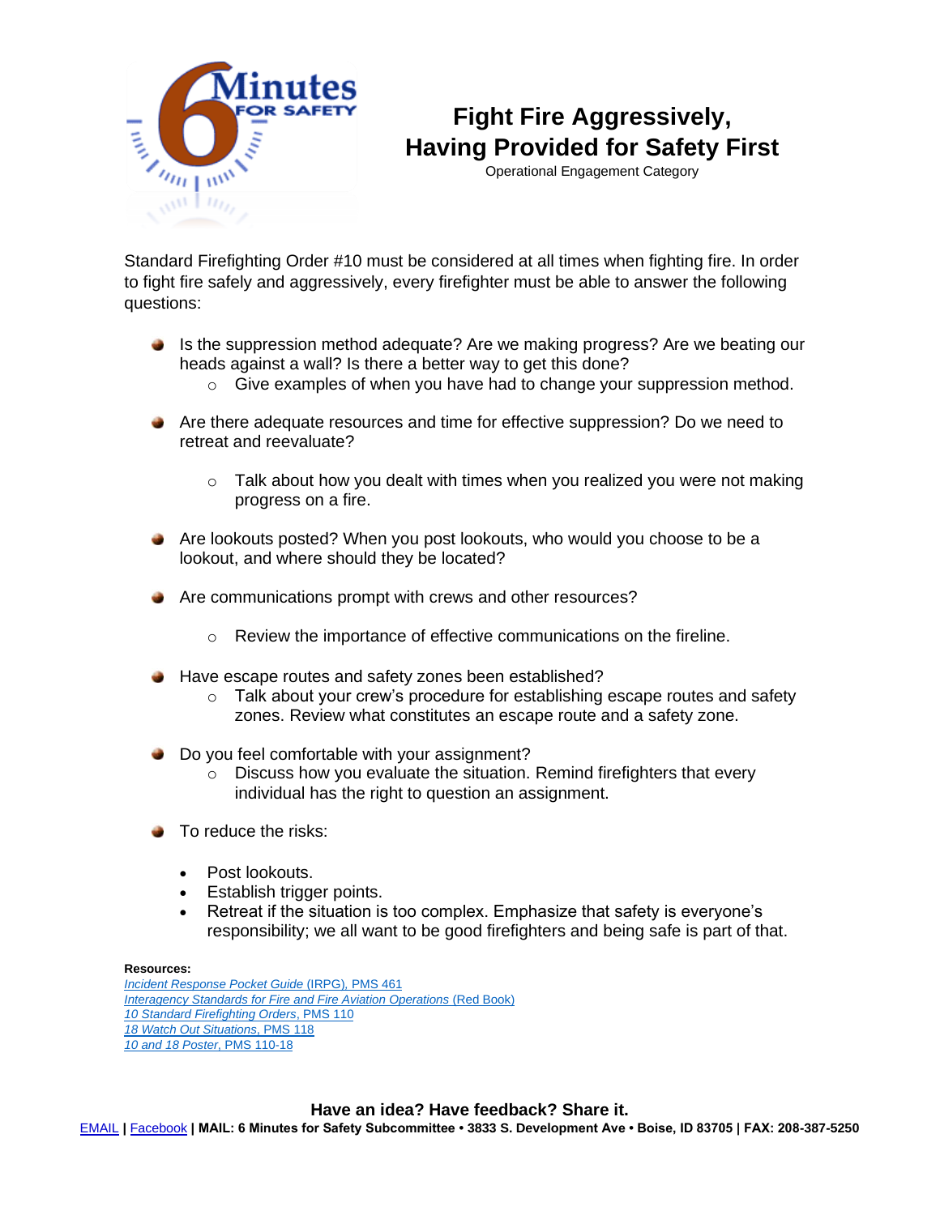# Fight Fire Aggressively, Having Provided for Safety First

Operational Engagement Category

Standard Firefighting Order #10 must be considered at all times when fighting fire. In order to fight fire safely and aggressively, every firefighter must be able to answer the following questions:

- Is the suppression method adequate? Are we making progress? Are we beating our heads against a wall? Is there a better way to get this done?
  - Give examples of when you have had to change your suppression method.
- Are there adequate resources and time for effective suppression? Do we need to retreat and reevaluate?
  - Talk about how you dealt with times when you realized you were not making progress on a fire.
- Are lookouts posted? When you post lookouts, who would you choose to be a lookout, and where should they be located?
- Are communications prompt with crews and other resources?
  - Review the importance of effective communications on the fireline.
- Have escape routes and safety zones been established?
  - Talk about your crew's procedure for establishing escape routes and safety zones. Review what constitutes an escape route and a safety zone.
- Do you feel comfortable with your assignment?
  - Discuss how you evaluate the situation. Remind firefighters that every individual has the right to question an assignment.
- To reduce the risks:
  - Post lookouts.
  - Establish trigger points.
  - Retreat if the situation is too complex. Emphasize that safety is everyone's responsibility; we all want to be good firefighters and being safe is part of that.

**Resources:**

*Incident Response Pocket Guide* (IRPG), PMS 461
*Interagency Standards for Fire and Fire Aviation Operations* (Red Book)
*10 Standard Firefighting Orders*, PMS 110
*18 Watch Out Situations*, PMS 118
*10 and 18 Poster*, PMS 110-18

**Have an idea? Have feedback? Share it.**

EMAIL | Facebook | **MAIL: 6 Minutes for Safety Subcommittee • 3833 S. Development Ave • Boise, ID 83705 | FAX: 208-387-5250**